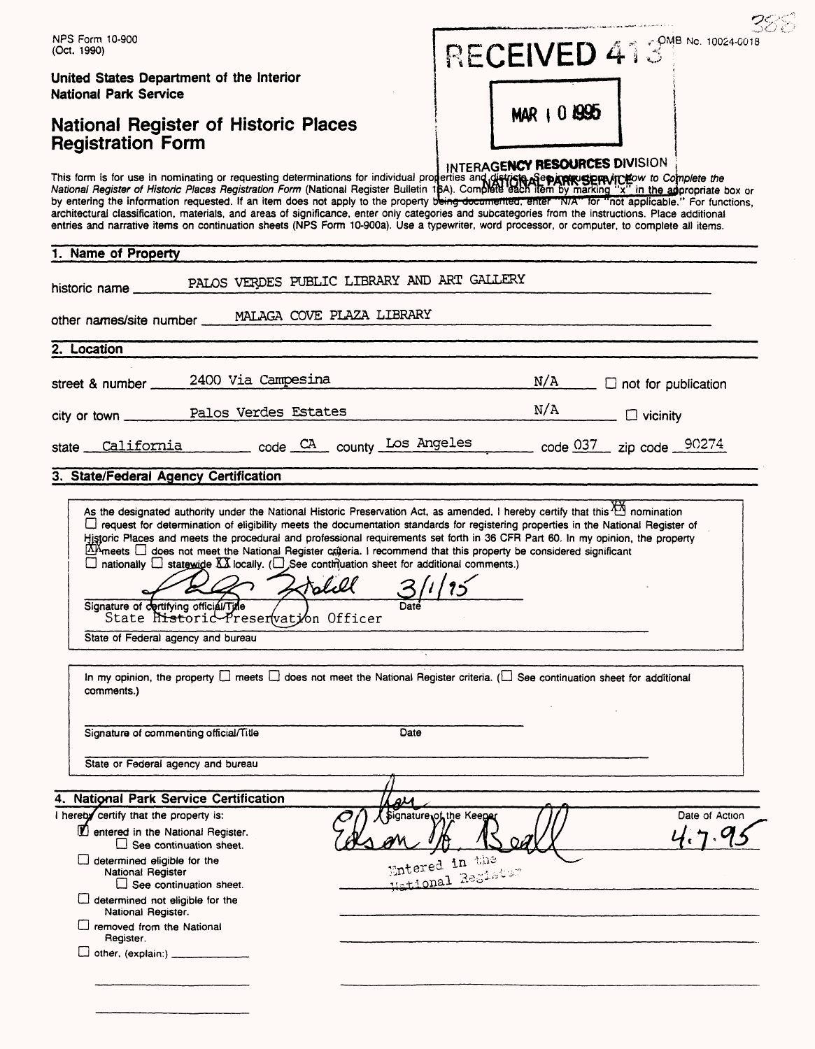NPS Form 10-900
(Oct. 1990)

OMB No. 10024-0018

**United States Department of the Interior**
**National Park Service**

RECEIVED 413

MAR 10 1995

INTERAGENCY RESOURCES DIVISION
NATIONAL PARK SERVICE

# National Register of Historic Places Registration Form

This form is for use in nominating or requesting determinations for individual properties and districts. See instructions in *How to Complete the National Register of Historic Places Registration Form* (National Register Bulletin 16A). Complete each item by marking "x" in the appropriate box or by entering the information requested. If an item does not apply to the property being documented, enter "N/A" for "not applicable." For functions, architectural classification, materials, and areas of significance, enter only categories and subcategories from the instructions. Place additional entries and narrative items on continuation sheets (NPS Form 10-900a). Use a typewriter, word processor, or computer, to complete all items.

## 1. Name of Property

historic name PALOS VERDES PUBLIC LIBRARY AND ART GALLERY

other names/site number MALAGA COVE PLAZA LIBRARY

## 2. Location

street & number 2400 Via Campesina N/A ☐ not for publication

city or town Palos Verdes Estates N/A ☐ vicinity

state California code CA county Los Angeles code 037 zip code 90274

## 3. State/Federal Agency Certification

As the designated authority under the National Historic Preservation Act, as amended, I hereby certify that this ☒ nomination ☐ request for determination of eligibility meets the documentation standards for registering properties in the National Register of Historic Places and meets the procedural and professional requirements set forth in 36 CFR Part 60. In my opinion, the property ☒ meets ☐ does not meet the National Register criteria. I recommend that this property be considered significant ☐ nationally ☐ statewide ☒ locally. (☐ See continuation sheet for additional comments.)

[Signature] 3/1/95

Signature of certifying official/Title Date
State Historic Preservation Officer

State of Federal agency and bureau

In my opinion, the property ☐ meets ☐ does not meet the National Register criteria. (☐ See continuation sheet for additional comments.)

Signature of commenting official/Title Date

State or Federal agency and bureau

## 4. National Park Service Certification

I hereby certify that the property is:

- ☒ entered in the National Register.
  - ☐ See continuation sheet.
- ☐ determined eligible for the National Register
  - ☐ See continuation sheet.
- ☐ determined not eligible for the National Register.
- ☐ removed from the National Register.
- ☐ other, (explain:) ____________

Signature of the Keeper: Edson H. Beall — Entered in the National Register

Date of Action: 4.7.95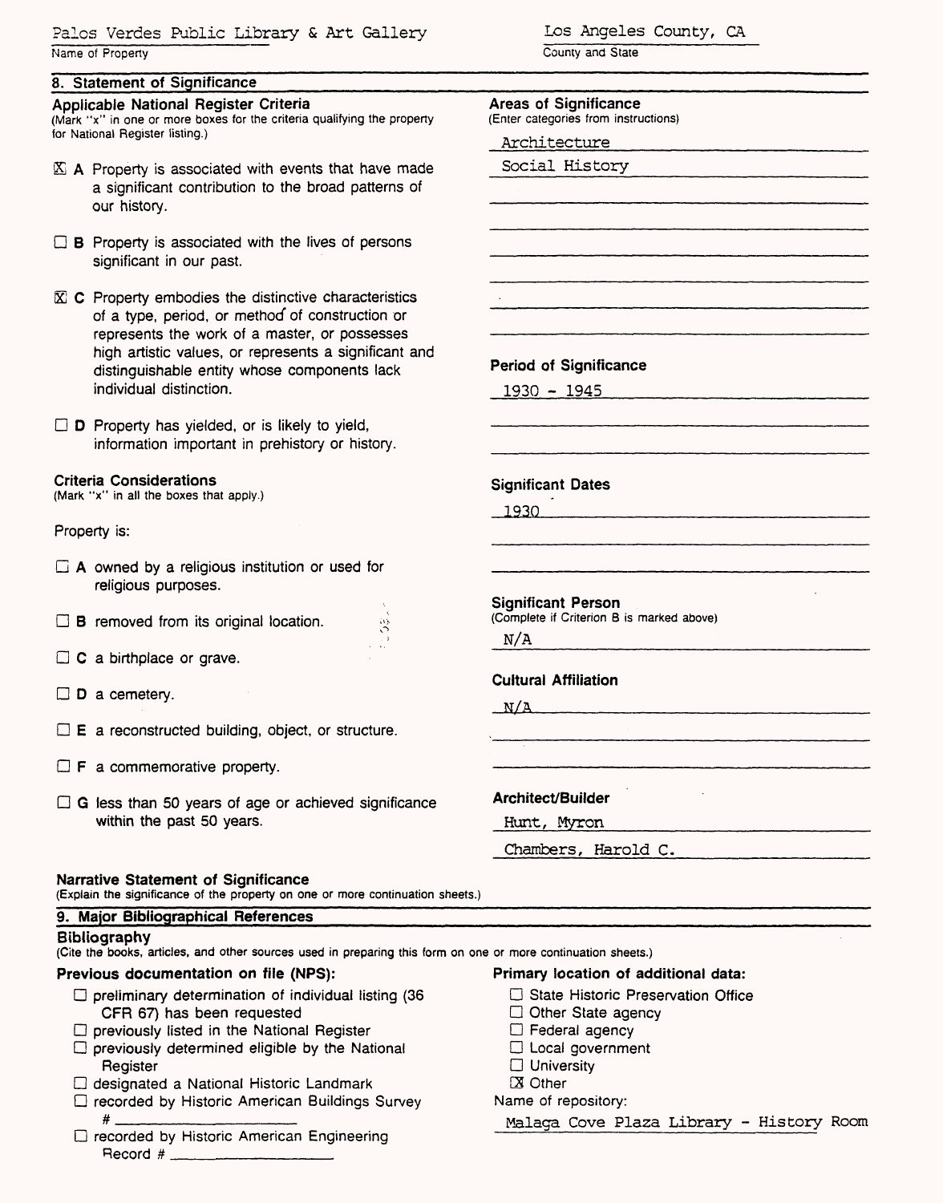Palos Verdes Public Library & Art Gallery
Name of Property

Los Angeles County, CA
County and State

## 8. Statement of Significance

### Applicable National Register Criteria
(Mark "x" in one or more boxes for the criteria qualifying the property for National Register listing.)

- [x] **A** Property is associated with events that have made a significant contribution to the broad patterns of our history.
- [ ] **B** Property is associated with the lives of persons significant in our past.
- [x] **C** Property embodies the distinctive characteristics of a type, period, or method of construction or represents the work of a master, or possesses high artistic values, or represents a significant and distinguishable entity whose components lack individual distinction.
- [ ] **D** Property has yielded, or is likely to yield, information important in prehistory or history.

### Criteria Considerations
(Mark "x" in all the boxes that apply.)

Property is:

- [ ] **A** owned by a religious institution or used for religious purposes.
- [ ] **B** removed from its original location.
- [ ] **C** a birthplace or grave.
- [ ] **D** a cemetery.
- [ ] **E** a reconstructed building, object, or structure.
- [ ] **F** a commemorative property.
- [ ] **G** less than 50 years of age or achieved significance within the past 50 years.

### Areas of Significance
(Enter categories from instructions)

Architecture

Social History

### Period of Significance

1930 - 1945

### Significant Dates

1930

### Significant Person
(Complete if Criterion B is marked above)

N/A

### Cultural Affiliation

N/A

### Architect/Builder

Hunt, Myron

Chambers, Harold C.

### Narrative Statement of Significance
(Explain the significance of the property on one or more continuation sheets.)

## 9. Major Bibliographical References

### Bibliography
(Cite the books, articles, and other sources used in preparing this form on one or more continuation sheets.)

### Previous documentation on file (NPS):

- [ ] preliminary determination of individual listing (36 CFR 67) has been requested
- [ ] previously listed in the National Register
- [ ] previously determined eligible by the National Register
- [ ] designated a National Historic Landmark
- [ ] recorded by Historic American Buildings Survey # ______
- [ ] recorded by Historic American Engineering Record # ______

### Primary location of additional data:

- [ ] State Historic Preservation Office
- [ ] Other State agency
- [ ] Federal agency
- [ ] Local government
- [ ] University
- [x] Other

Name of repository:

Malaga Cove Plaza Library - History Room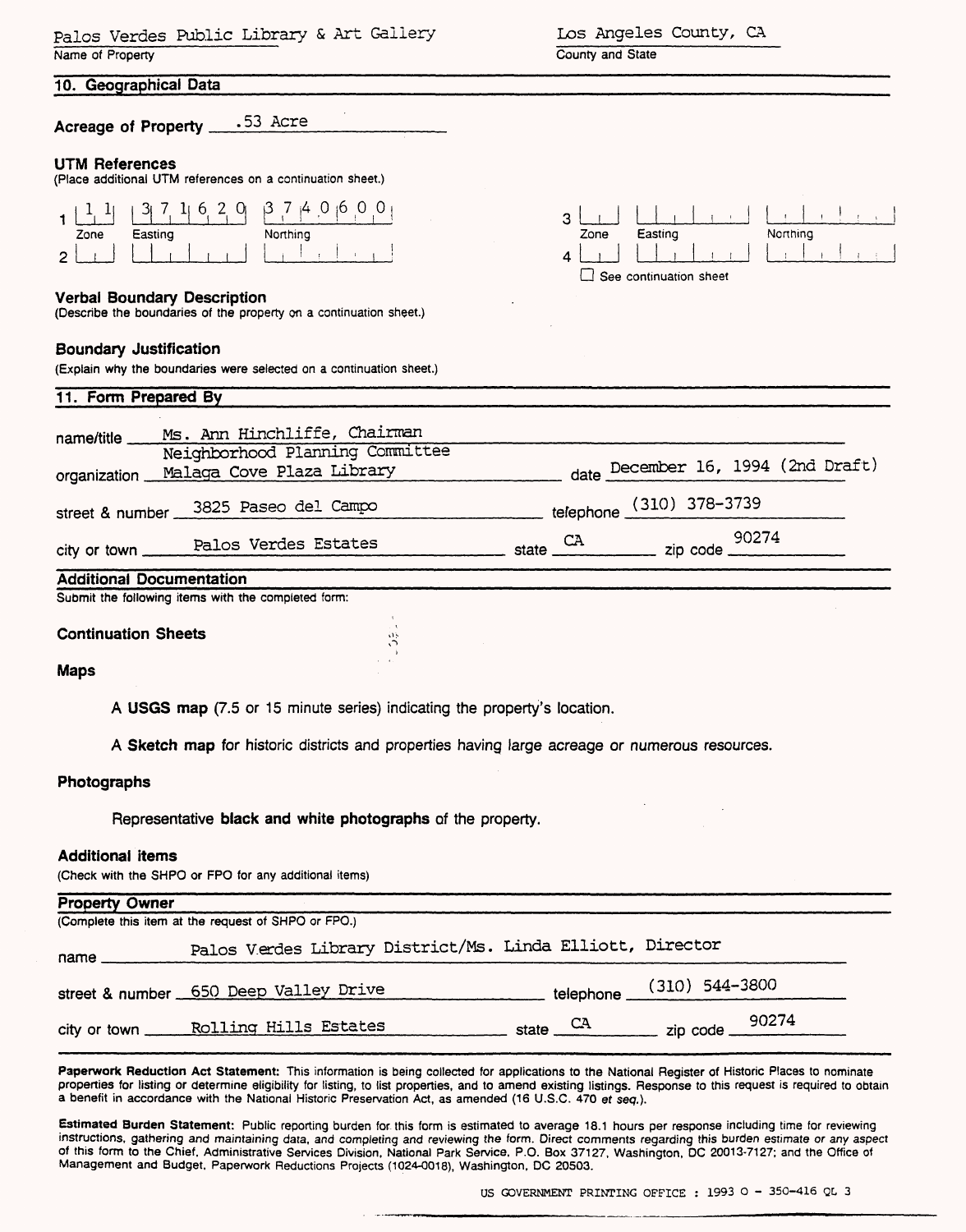Palos Verdes Public Library & Art Gallery
Name of Property

Los Angeles County, CA
County and State

## 10. Geographical Data

**Acreage of Property** .53 Acre

**UTM References**
(Place additional UTM references on a continuation sheet.)

| | Zone | Easting | Northing |
|---|---|---|---|
| 1 | 11 | 371620 | 3740600 |
| 2 | | | |
| 3 | | | |
| 4 | | | |

☐ See continuation sheet

**Verbal Boundary Description**
(Describe the boundaries of the property on a continuation sheet.)

**Boundary Justification**
(Explain why the boundaries were selected on a continuation sheet.)

## 11. Form Prepared By

name/title Ms. Ann Hinchliffe, Chairman
Neighborhood Planning Committee

organization Malaga Cove Plaza Library date December 16, 1994 (2nd Draft)

street & number 3825 Paseo del Campo telephone (310) 378-3739

city or town Palos Verdes Estates state CA zip code 90274

## Additional Documentation

Submit the following items with the completed form:

**Continuation Sheets**

**Maps**

A **USGS map** (7.5 or 15 minute series) indicating the property's location.

A **Sketch map** for historic districts and properties having large acreage or numerous resources.

**Photographs**

Representative **black and white photographs** of the property.

**Additional items**
(Check with the SHPO or FPO for any additional items)

## Property Owner

(Complete this item at the request of SHPO or FPO.)

name Palos Verdes Library District/Ms. Linda Elliott, Director

street & number 650 Deep Valley Drive telephone (310) 544-3800

city or town Rolling Hills Estates state CA zip code 90274

**Paperwork Reduction Act Statement:** This information is being collected for applications to the National Register of Historic Places to nominate properties for listing or determine eligibility for listing, to list properties, and to amend existing listings. Response to this request is required to obtain a benefit in accordance with the National Historic Preservation Act, as amended (16 U.S.C. 470 *et seq.*).

**Estimated Burden Statement:** Public reporting burden for this form is estimated to average 18.1 hours per response including time for reviewing instructions, gathering and maintaining data, and completing and reviewing the form. Direct comments regarding this burden estimate or any aspect of this form to the Chief, Administrative Services Division, National Park Service, P.O. Box 37127, Washington, DC 20013-7127; and the Office of Management and Budget, Paperwork Reductions Projects (1024-0018), Washington, DC 20503.

US GOVERNMENT PRINTING OFFICE : 1993 O - 350-416 QL 3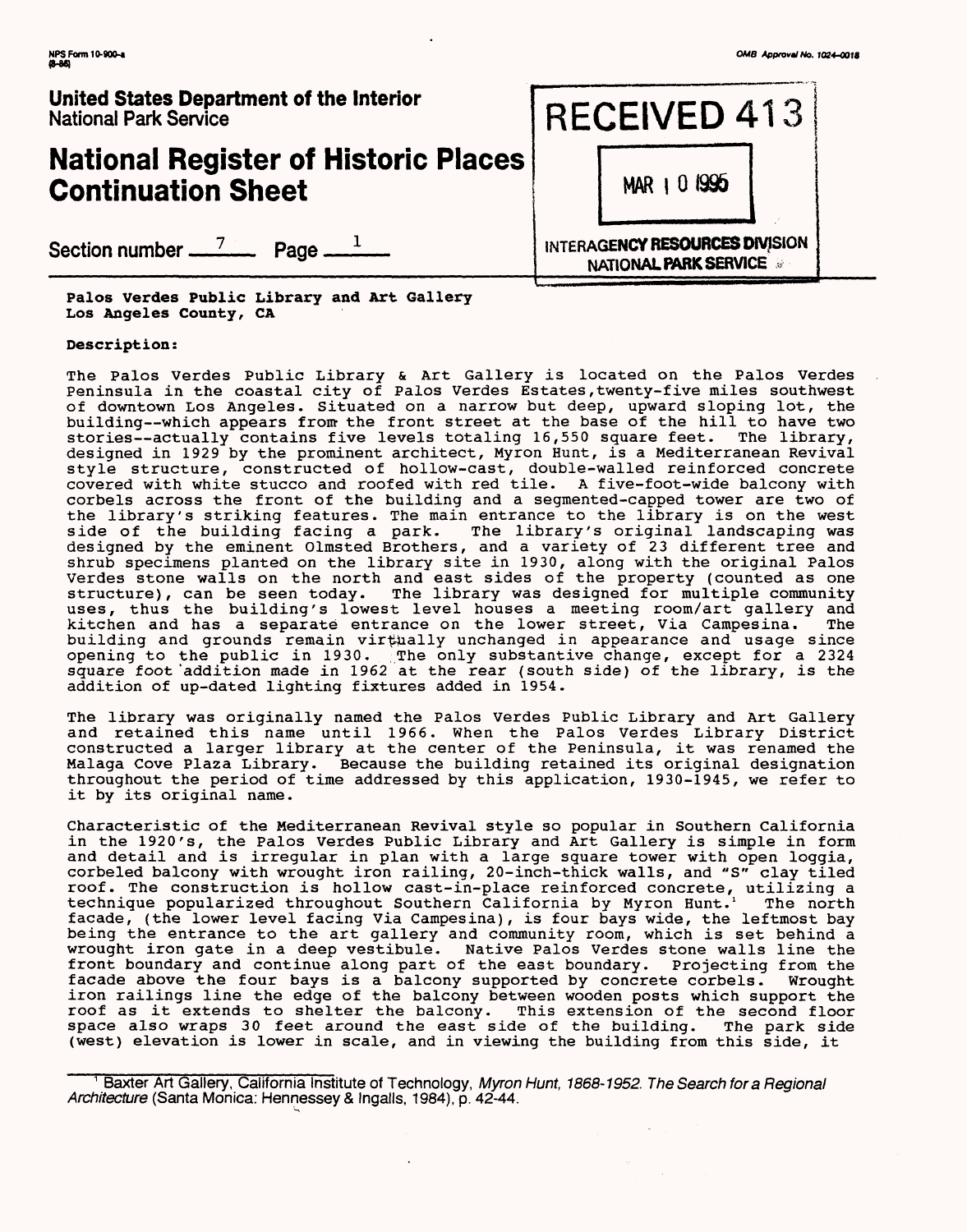NPS Form 10-900-a
(8-86)

OMB Approval No. 1024-0018

**United States Department of the Interior**
National Park Service

# National Register of Historic Places Continuation Sheet

RECEIVED 413

MAR 1 0 1995

INTERAGENCY RESOURCES DIVISION
NATIONAL PARK SERVICE

Section number 7 Page 1

**Palos Verdes Public Library and Art Gallery**
**Los Angeles County, CA**

**Description:**

The Palos Verdes Public Library & Art Gallery is located on the Palos Verdes Peninsula in the coastal city of Palos Verdes Estates,twenty-five miles southwest of downtown Los Angeles. Situated on a narrow but deep, upward sloping lot, the building--which appears from the front street at the base of the hill to have two stories--actually contains five levels totaling 16,550 square feet. The library, designed in 1929 by the prominent architect, Myron Hunt, is a Mediterranean Revival style structure, constructed of hollow-cast, double-walled reinforced concrete covered with white stucco and roofed with red tile. A five-foot-wide balcony with corbels across the front of the building and a segmented-capped tower are two of the library's striking features. The main entrance to the library is on the west side of the building facing a park. The library's original landscaping was designed by the eminent Olmsted Brothers, and a variety of 23 different tree and shrub specimens planted on the library site in 1930, along with the original Palos Verdes stone walls on the north and east sides of the property (counted as one structure), can be seen today. The library was designed for multiple community uses, thus the building's lowest level houses a meeting room/art gallery and kitchen and has a separate entrance on the lower street, Via Campesina. The building and grounds remain virtually unchanged in appearance and usage since opening to the public in 1930. The only substantive change, except for a 2324 square foot addition made in 1962 at the rear (south side) of the library, is the addition of up-dated lighting fixtures added in 1954.

The library was originally named the Palos Verdes Public Library and Art Gallery and retained this name until 1966. When the Palos Verdes Library District constructed a larger library at the center of the Peninsula, it was renamed the Malaga Cove Plaza Library. Because the building retained its original designation throughout the period of time addressed by this application, 1930-1945, we refer to it by its original name.

Characteristic of the Mediterranean Revival style so popular in Southern California in the 1920's, the Palos Verdes Public Library and Art Gallery is simple in form and detail and is irregular in plan with a large square tower with open loggia, corbeled balcony with wrought iron railing, 20-inch-thick walls, and "S" clay tiled roof. The construction is hollow cast-in-place reinforced concrete, utilizing a technique popularized throughout Southern California by Myron Hunt.[1] The north facade, (the lower level facing Via Campesina), is four bays wide, the leftmost bay being the entrance to the art gallery and community room, which is set behind a wrought iron gate in a deep vestibule. Native Palos Verdes stone walls line the front boundary and continue along part of the east boundary. Projecting from the facade above the four bays is a balcony supported by concrete corbels. Wrought iron railings line the edge of the balcony between wooden posts which support the roof as it extends to shelter the balcony. This extension of the second floor space also wraps 30 feet around the east side of the building. The park side (west) elevation is lower in scale, and in viewing the building from this side, it

[1] Baxter Art Gallery, California Institute of Technology, *Myron Hunt, 1868-1952. The Search for a Regional Architecture* (Santa Monica: Hennessey & Ingalls, 1984), p. 42-44.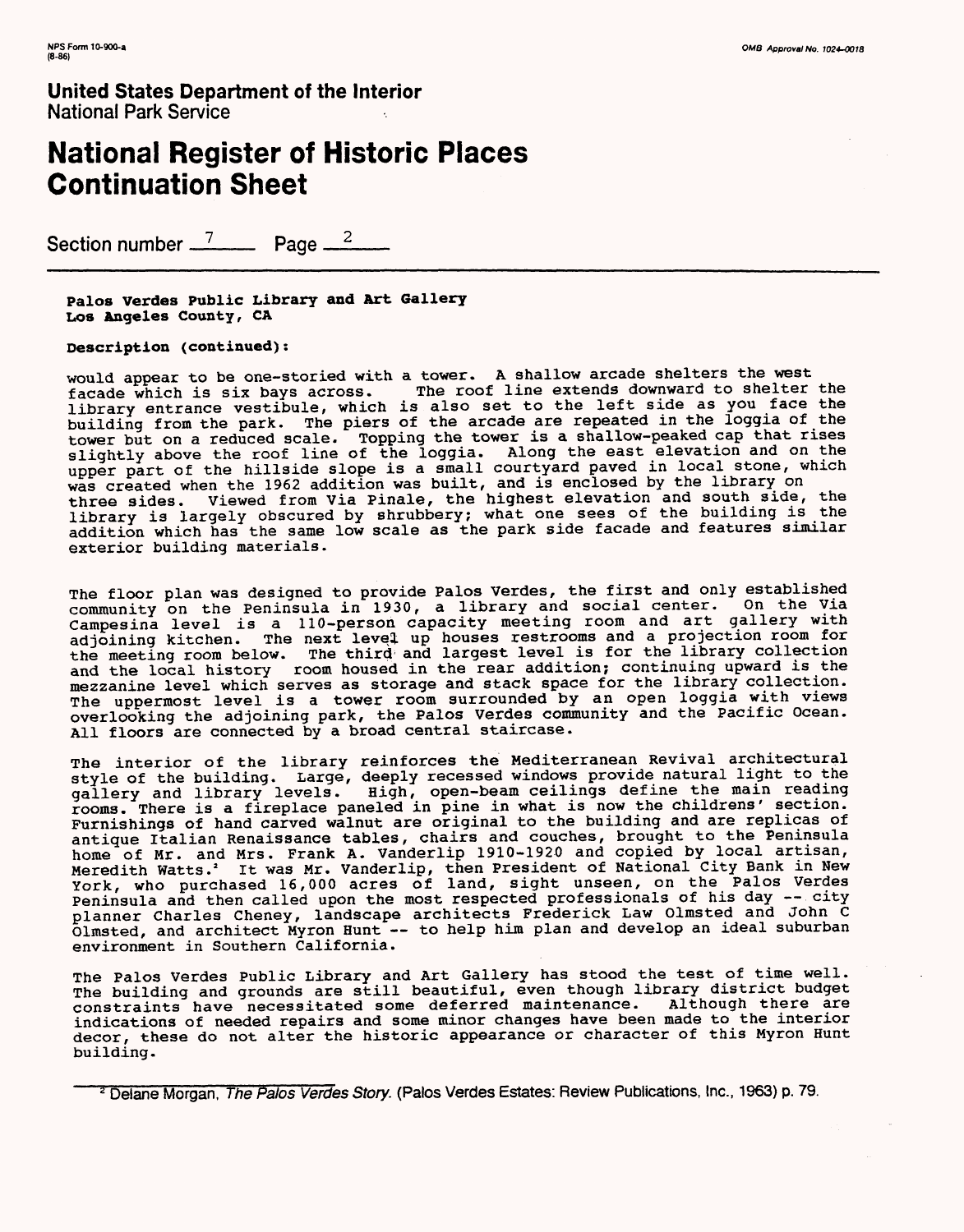# United States Department of the Interior
National Park Service

# National Register of Historic Places Continuation Sheet

Section number 7 Page 2

**Palos Verdes Public Library and Art Gallery**
**Los Angeles County, CA**

**Description (continued):**

would appear to be one-storied with a tower. A shallow arcade shelters the west facade which is six bays across. The roof line extends downward to shelter the library entrance vestibule, which is also set to the left side as you face the building from the park. The piers of the arcade are repeated in the loggia of the tower but on a reduced scale. Topping the tower is a shallow-peaked cap that rises slightly above the roof line of the loggia. Along the east elevation and on the upper part of the hillside slope is a small courtyard paved in local stone, which was created when the 1962 addition was built, and is enclosed by the library on three sides. Viewed from Via Pinale, the highest elevation and south side, the library is largely obscured by shrubbery; what one sees of the building is the addition which has the same low scale as the park side facade and features similar exterior building materials.

The floor plan was designed to provide Palos Verdes, the first and only established community on the Peninsula in 1930, a library and social center. On the Via Campesina level is a 110-person capacity meeting room and art gallery with adjoining kitchen. The next level up houses restrooms and a projection room for the meeting room below. The third and largest level is for the library collection and the local history room housed in the rear addition; continuing upward is the mezzanine level which serves as storage and stack space for the library collection. The uppermost level is a tower room surrounded by an open loggia with views overlooking the adjoining park, the Palos Verdes community and the Pacific Ocean. All floors are connected by a broad central staircase.

The interior of the library reinforces the Mediterranean Revival architectural style of the building. Large, deeply recessed windows provide natural light to the gallery and library levels. High, open-beam ceilings define the main reading rooms. There is a fireplace paneled in pine in what is now the childrens' section. Furnishings of hand carved walnut are original to the building and are replicas of antique Italian Renaissance tables, chairs and couches, brought to the Peninsula home of Mr. and Mrs. Frank A. Vanderlip 1910-1920 and copied by local artisan, Meredith Watts.[2] It was Mr. Vanderlip, then President of National City Bank in New York, who purchased 16,000 acres of land, sight unseen, on the Palos Verdes Peninsula and then called upon the most respected professionals of his day -- city planner Charles Cheney, landscape architects Frederick Law Olmsted and John C Olmsted, and architect Myron Hunt -- to help him plan and develop an ideal suburban environment in Southern California.

The Palos Verdes Public Library and Art Gallery has stood the test of time well. The building and grounds are still beautiful, even though library district budget constraints have necessitated some deferred maintenance. Although there are indications of needed repairs and some minor changes have been made to the interior decor, these do not alter the historic appearance or character of this Myron Hunt building.

[2] Delane Morgan, *The Palos Verdes Story.* (Palos Verdes Estates: Review Publications, Inc., 1963) p. 79.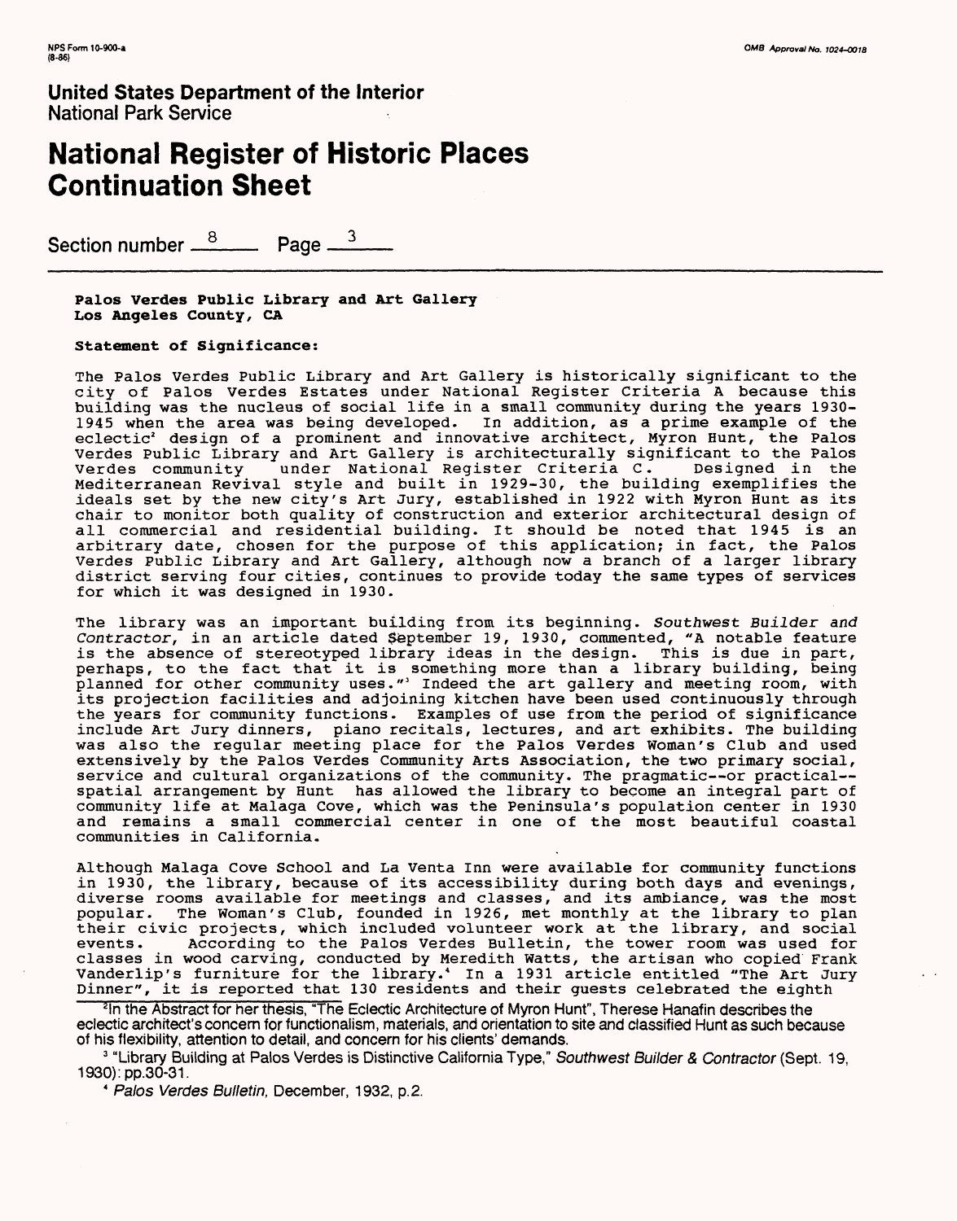NPS Form 10-900-a
(8-86)

OMB Approval No. 1024-0018

**United States Department of the Interior**
National Park Service

# National Register of Historic Places Continuation Sheet

Section number 8 Page 3

**Palos Verdes Public Library and Art Gallery**
**Los Angeles County, CA**

**Statement of Significance:**

The Palos Verdes Public Library and Art Gallery is historically significant to the city of Palos Verdes Estates under National Register Criteria A because this building was the nucleus of social life in a small community during the years 1930-1945 when the area was being developed. In addition, as a prime example of the eclectic[2] design of a prominent and innovative architect, Myron Hunt, the Palos Verdes Public Library and Art Gallery is architecturally significant to the Palos Verdes community under National Register Criteria C. Designed in the Mediterranean Revival style and built in 1929-30, the building exemplifies the ideals set by the new city's Art Jury, established in 1922 with Myron Hunt as its chair to monitor both quality of construction and exterior architectural design of all commercial and residential building. It should be noted that 1945 is an arbitrary date, chosen for the purpose of this application; in fact, the Palos Verdes Public Library and Art Gallery, although now a branch of a larger library district serving four cities, continues to provide today the same types of services for which it was designed in 1930.

The library was an important building from its beginning. *Southwest Builder and Contractor*, in an article dated September 19, 1930, commented, "A notable feature is the absence of stereotyped library ideas in the design. This is due in part, perhaps, to the fact that it is something more than a library building, being planned for other community uses."[3] Indeed the art gallery and meeting room, with its projection facilities and adjoining kitchen have been used continuously through the years for community functions. Examples of use from the period of significance include Art Jury dinners, piano recitals, lectures, and art exhibits. The building was also the regular meeting place for the Palos Verdes Woman's Club and used extensively by the Palos Verdes Community Arts Association, the two primary social, service and cultural organizations of the community. The pragmatic--or practical--spatial arrangement by Hunt has allowed the library to become an integral part of community life at Malaga Cove, which was the Peninsula's population center in 1930 and remains a small commercial center in one of the most beautiful coastal communities in California.

Although Malaga Cove School and La Venta Inn were available for community functions in 1930, the library, because of its accessibility during both days and evenings, diverse rooms available for meetings and classes, and its ambiance, was the most popular. The Woman's Club, founded in 1926, met monthly at the library to plan their civic projects, which included volunteer work at the library, and social events. According to the Palos Verdes Bulletin, the tower room was used for classes in wood carving, conducted by Meredith Watts, the artisan who copied Frank Vanderlip's furniture for the library.[4] In a 1931 article entitled "The Art Jury Dinner", it is reported that 130 residents and their guests celebrated the eighth

[2] In the Abstract for her thesis, "The Eclectic Architecture of Myron Hunt", Therese Hanafin describes the eclectic architect's concern for functionalism, materials, and orientation to site and classified Hunt as such because of his flexibility, attention to detail, and concern for his clients' demands.

[3] "Library Building at Palos Verdes is Distinctive California Type," *Southwest Builder & Contractor* (Sept. 19, 1930): pp.30-31.

[4] *Palos Verdes Bulletin*, December, 1932, p.2.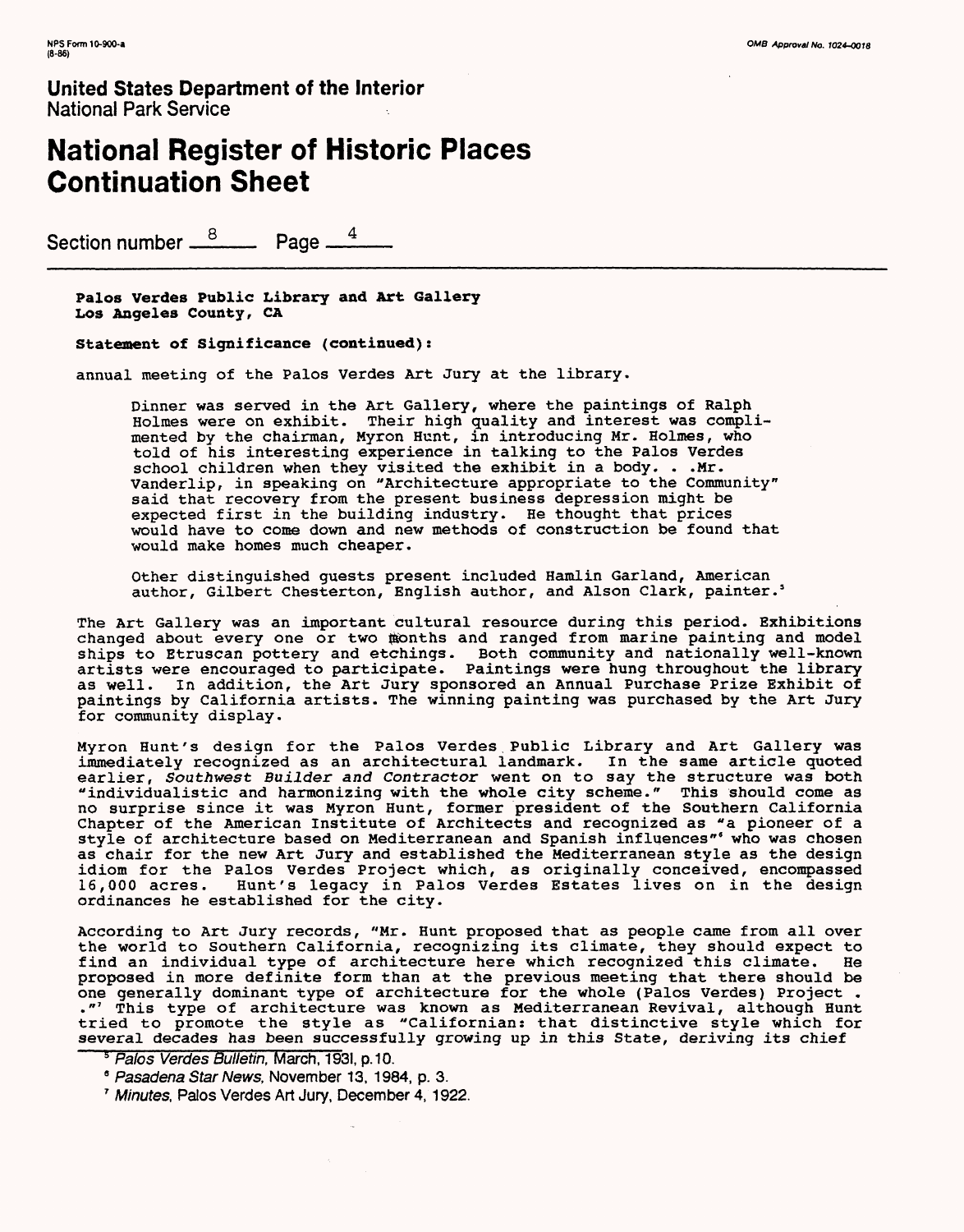**Palos Verdes Public Library and Art Gallery**
**Los Angeles County, CA**

**Statement of Significance (continued):**

annual meeting of the Palos Verdes Art Jury at the library.

> Dinner was served in the Art Gallery, where the paintings of Ralph Holmes were on exhibit. Their high quality and interest was complimented by the chairman, Myron Hunt, in introducing Mr. Holmes, who told of his interesting experience in talking to the Palos Verdes school children when they visited the exhibit in a body. . .Mr. Vanderlip, in speaking on "Architecture appropriate to the Community" said that recovery from the present business depression might be expected first in the building industry. He thought that prices would have to come down and new methods of construction be found that would make homes much cheaper.
>
> Other distinguished guests present included Hamlin Garland, American author, Gilbert Chesterton, English author, and Alson Clark, painter.[5]

The Art Gallery was an important cultural resource during this period. Exhibitions changed about every one or two months and ranged from marine painting and model ships to Etruscan pottery and etchings. Both community and nationally well-known artists were encouraged to participate. Paintings were hung throughout the library as well. In addition, the Art Jury sponsored an Annual Purchase Prize Exhibit of paintings by California artists. The winning painting was purchased by the Art Jury for community display.

Myron Hunt's design for the Palos Verdes Public Library and Art Gallery was immediately recognized as an architectural landmark. In the same article quoted earlier, *Southwest Builder and Contractor* went on to say the structure was both "individualistic and harmonizing with the whole city scheme." This should come as no surprise since it was Myron Hunt, former president of the Southern California Chapter of the American Institute of Architects and recognized as "a pioneer of a style of architecture based on Mediterranean and Spanish influences"[6] who was chosen as chair for the new Art Jury and established the Mediterranean style as the design idiom for the Palos Verdes Project which, as originally conceived, encompassed 16,000 acres. Hunt's legacy in Palos Verdes Estates lives on in the design ordinances he established for the city.

According to Art Jury records, "Mr. Hunt proposed that as people came from all over the world to Southern California, recognizing its climate, they should expect to find an individual type of architecture here which recognized this climate. He proposed in more definite form than at the previous meeting that there should be one generally dominant type of architecture for the whole (Palos Verdes) Project . ."[7] This type of architecture was known as Mediterranean Revival, although Hunt tried to promote the style as "Californian: that distinctive style which for several decades has been successfully growing up in this State, deriving its chief

---

[5] *Palos Verdes Bulletin*, March, 1931, p. 10.

[6] *Pasadena Star News*, November 13, 1984, p. 3.

[7] *Minutes*, Palos Verdes Art Jury, December 4, 1922.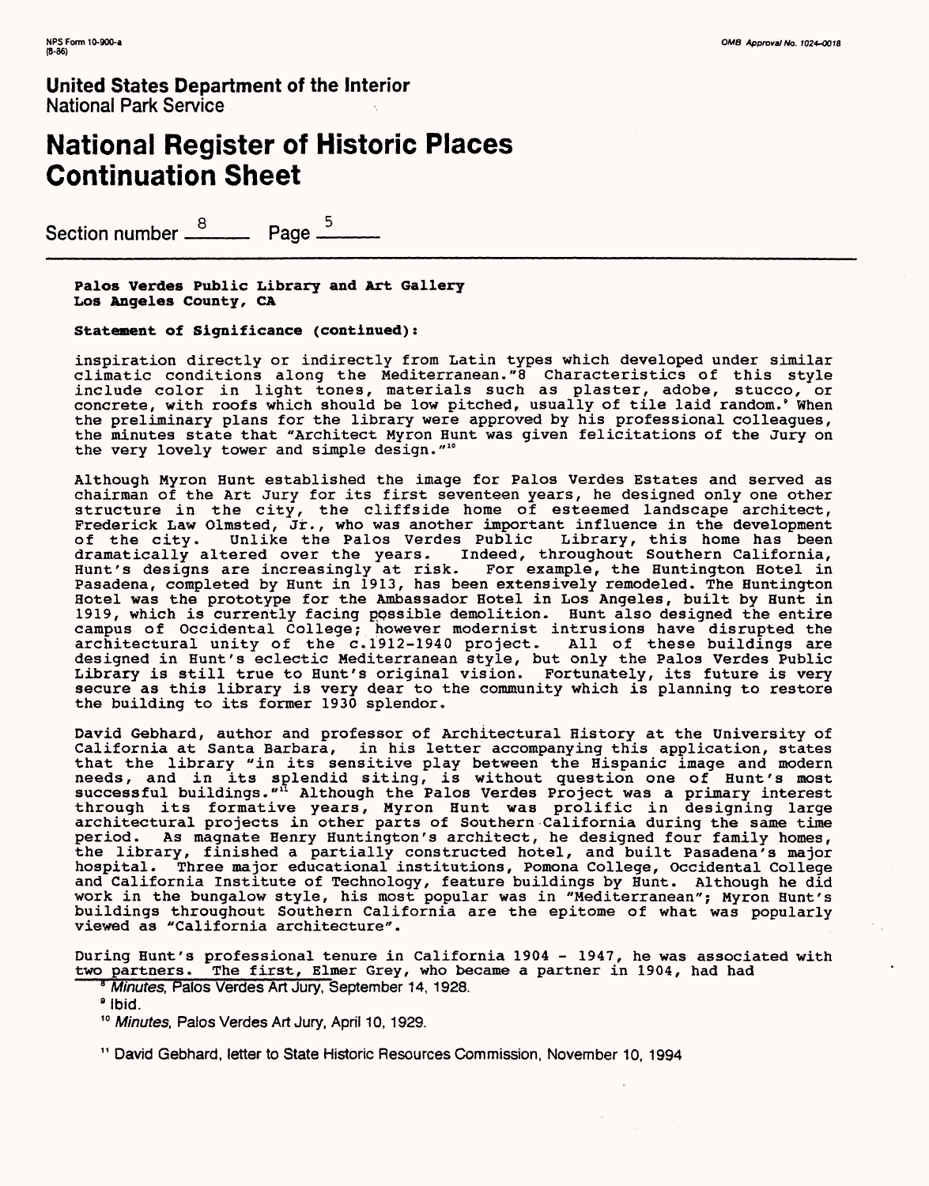**Palos Verdes Public Library and Art Gallery**
**Los Angeles County, CA**

**Statement of Significance (continued):**

inspiration directly or indirectly from Latin types which developed under similar climatic conditions along the Mediterranean."[8] Characteristics of this style include color in light tones, materials such as plaster, adobe, stucco, or concrete, with roofs which should be low pitched, usually of tile laid random.'[9] When the preliminary plans for the library were approved by his professional colleagues, the minutes state that "Architect Myron Hunt was given felicitations of the Jury on the very lovely tower and simple design."[10]

Although Myron Hunt established the image for Palos Verdes Estates and served as chairman of the Art Jury for its first seventeen years, he designed only one other structure in the city, the cliffside home of esteemed landscape architect, Frederick Law Olmsted, Jr., who was another important influence in the development of the city. Unlike the Palos Verdes Public Library, this home has been dramatically altered over the years. Indeed, throughout Southern California, Hunt's designs are increasingly at risk. For example, the Huntington Hotel in Pasadena, completed by Hunt in 1913, has been extensively remodeled. The Huntington Hotel was the prototype for the Ambassador Hotel in Los Angeles, built by Hunt in 1919, which is currently facing possible demolition. Hunt also designed the entire campus of Occidental College; however modernist intrusions have disrupted the architectural unity of the c.1912-1940 project. All of these buildings are designed in Hunt's eclectic Mediterranean style, but only the Palos Verdes Public Library is still true to Hunt's original vision. Fortunately, its future is very secure as this library is very dear to the community which is planning to restore the building to its former 1930 splendor.

David Gebhard, author and professor of Architectural History at the University of California at Santa Barbara, in his letter accompanying this application, states that the library "in its sensitive play between the Hispanic image and modern needs, and in its splendid siting, is without question one of Hunt's most successful buildings."[11] Although the Palos Verdes Project was a primary interest through its formative years, Myron Hunt was prolific in designing large architectural projects in other parts of Southern California during the same time period. As magnate Henry Huntington's architect, he designed four family homes, the library, finished a partially constructed hotel, and built Pasadena's major hospital. Three major educational institutions, Pomona College, Occidental College and California Institute of Technology, feature buildings by Hunt. Although he did work in the bungalow style, his most popular was in "Mediterranean"; Myron Hunt's buildings throughout Southern California are the epitome of what was popularly viewed as "California architecture".

During Hunt's professional tenure in California 1904 - 1947, he was associated with two partners. The first, Elmer Grey, who became a partner in 1904, had had

[8] *Minutes*, Palos Verdes Art Jury, September 14, 1928.

[9] Ibid.

[10] *Minutes*, Palos Verdes Art Jury, April 10, 1929.

[11] David Gebhard, letter to State Historic Resources Commission, November 10, 1994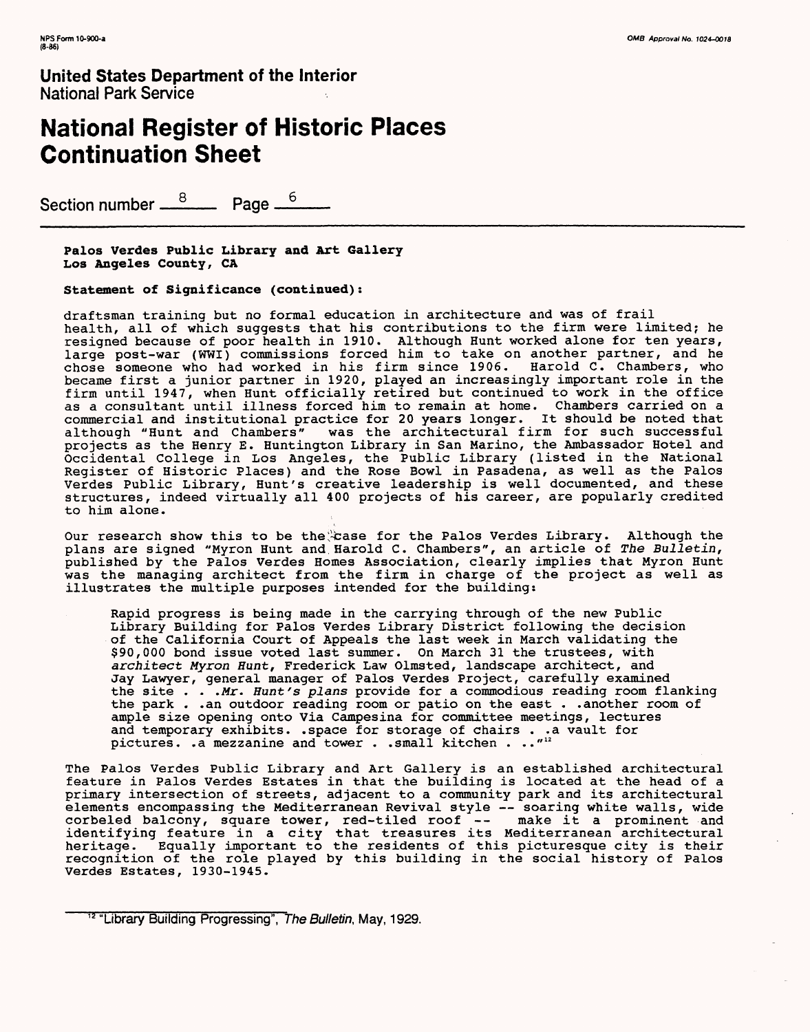**Palos Verdes Public Library and Art Gallery**
**Los Angeles County, CA**

**Statement of Significance (continued):**

draftsman training but no formal education in architecture and was of frail health, all of which suggests that his contributions to the firm were limited; he resigned because of poor health in 1910. Although Hunt worked alone for ten years, large post-war (WWI) commissions forced him to take on another partner, and he chose someone who had worked in his firm since 1906. Harold C. Chambers, who became first a junior partner in 1920, played an increasingly important role in the firm until 1947, when Hunt officially retired but continued to work in the office as a consultant until illness forced him to remain at home. Chambers carried on a commercial and institutional practice for 20 years longer. It should be noted that although "Hunt and Chambers" was the architectural firm for such successful projects as the Henry E. Huntington Library in San Marino, the Ambassador Hotel and Occidental College in Los Angeles, the Public Library (listed in the National Register of Historic Places) and the Rose Bowl in Pasadena, as well as the Palos Verdes Public Library, Hunt's creative leadership is well documented, and these structures, indeed virtually all 400 projects of his career, are popularly credited to him alone.

Our research show this to be the case for the Palos Verdes Library. Although the plans are signed "Myron Hunt and Harold C. Chambers", an article of *The Bulletin*, published by the Palos Verdes Homes Association, clearly implies that Myron Hunt was the managing architect from the firm in charge of the project as well as illustrates the multiple purposes intended for the building:

> Rapid progress is being made in the carrying through of the new Public Library Building for Palos Verdes Library District following the decision of the California Court of Appeals the last week in March validating the $90,000 bond issue voted last summer. On March 31 the trustees, with *architect Myron Hunt*, Frederick Law Olmsted, landscape architect, and Jay Lawyer, general manager of Palos Verdes Project, carefully examined the site . . .*Mr. Hunt's plans* provide for a commodious reading room flanking the park . .an outdoor reading room or patio on the east . .another room of ample size opening onto Via Campesina for committee meetings, lectures and temporary exhibits. .space for storage of chairs . .a vault for pictures. .a mezzanine and tower . .small kitchen . .."[12]

The Palos Verdes Public Library and Art Gallery is an established architectural feature in Palos Verdes Estates in that the building is located at the head of a primary intersection of streets, adjacent to a community park and its architectural elements encompassing the Mediterranean Revival style -- soaring white walls, wide corbeled balcony, square tower, red-tiled roof -- make it a prominent and identifying feature in a city that treasures its Mediterranean architectural heritage. Equally important to the residents of this picturesque city is their recognition of the role played by this building in the social history of Palos Verdes Estates, 1930-1945.

[12] "Library Building Progressing", *The Bulletin*, May, 1929.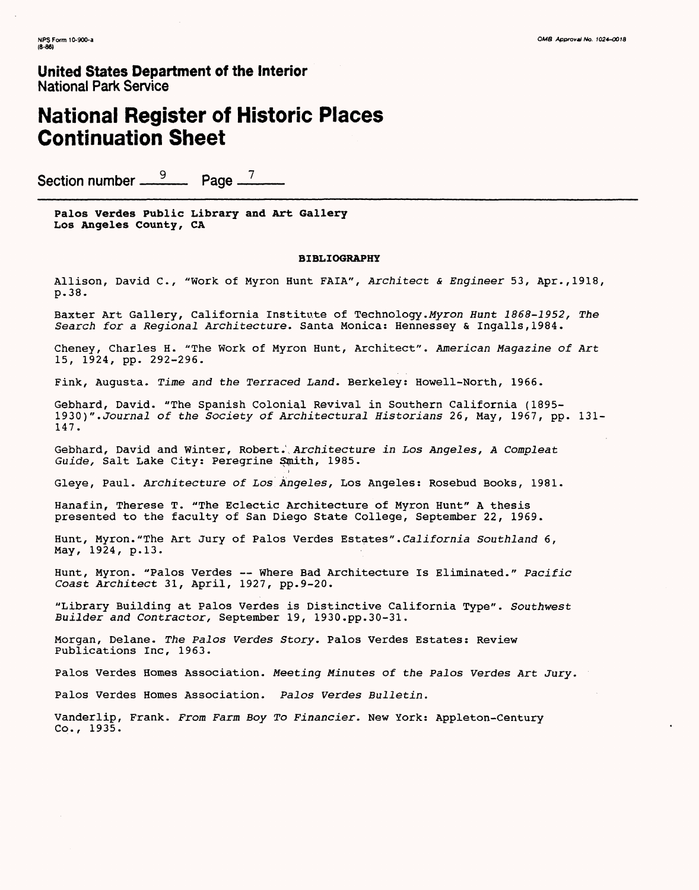NPS Form 10-900-a
(8-86)

OMB Approval No. 1024-0018

**United States Department of the Interior**
National Park Service

# National Register of Historic Places Continuation Sheet

Section number 9 Page 7

**Palos Verdes Public Library and Art Gallery**
**Los Angeles County, CA**

## BIBLIOGRAPHY

Allison, David C., "Work of Myron Hunt FAIA", *Architect & Engineer* 53, Apr.,1918, p.38.

Baxter Art Gallery, California Institute of Technology.*Myron Hunt 1868-1952, The Search for a Regional Architecture.* Santa Monica: Hennessey & Ingalls,1984.

Cheney, Charles H. "The Work of Myron Hunt, Architect". *American Magazine of Art* 15, 1924, pp. 292-296.

Fink, Augusta. *Time and the Terraced Land.* Berkeley: Howell-North, 1966.

Gebhard, David. "The Spanish Colonial Revival in Southern California (1895-1930)".*Journal of the Society of Architectural Historians* 26, May, 1967, pp. 131-147.

Gebhard, David and Winter, Robert. *Architecture in Los Angeles, A Compleat Guide,* Salt Lake City: Peregrine Smith, 1985.

Gleye, Paul. *Architecture of Los Angeles,* Los Angeles: Rosebud Books, 1981.

Hanafin, Therese T. "The Eclectic Architecture of Myron Hunt" A thesis presented to the faculty of San Diego State College, September 22, 1969.

Hunt, Myron."The Art Jury of Palos Verdes Estates".*California Southland* 6, May, 1924, p.13.

Hunt, Myron. "Palos Verdes -- Where Bad Architecture Is Eliminated." *Pacific Coast Architect* 31, April, 1927, pp.9-20.

"Library Building at Palos Verdes is Distinctive California Type". *Southwest Builder and Contractor,* September 19, 1930.pp.30-31.

Morgan, Delane. *The Palos Verdes Story.* Palos Verdes Estates: Review Publications Inc, 1963.

Palos Verdes Homes Association. *Meeting Minutes of the Palos Verdes Art Jury.*

Palos Verdes Homes Association. *Palos Verdes Bulletin.*

Vanderlip, Frank. *From Farm Boy To Financier.* New York: Appleton-Century Co., 1935.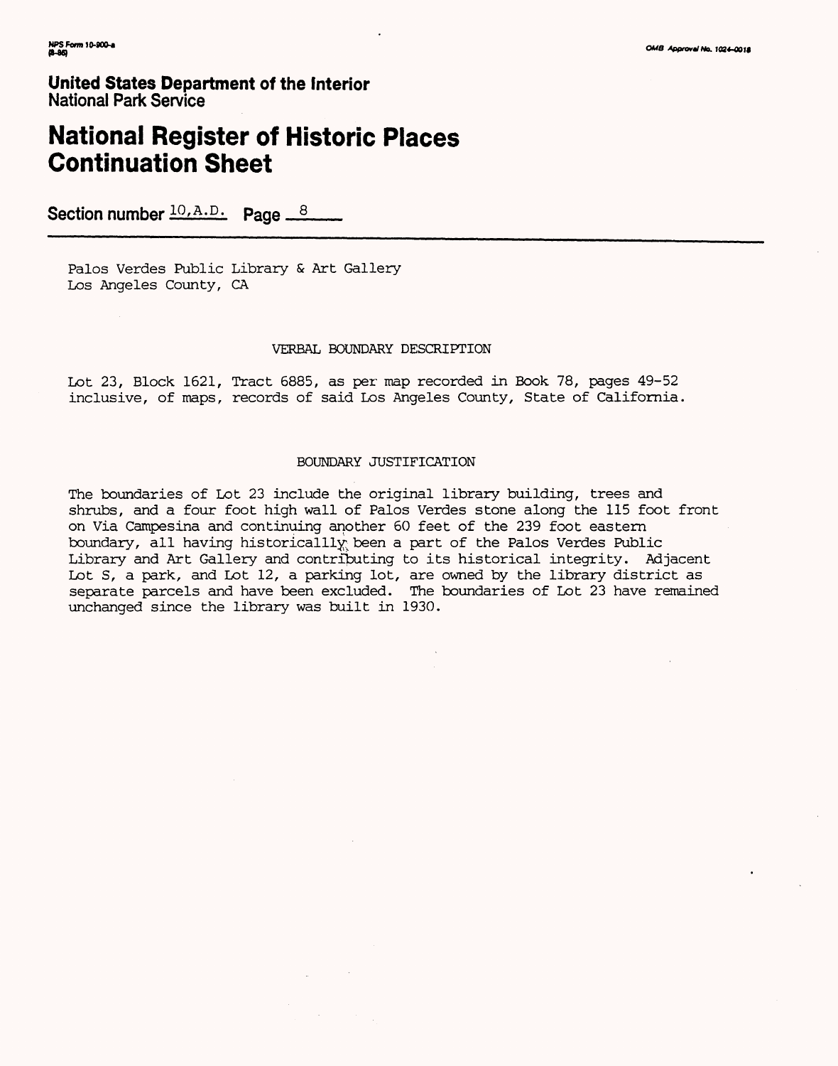United States Department of the Interior
National Park Service

# National Register of Historic Places Continuation Sheet

Section number 10, A.D. Page 8

Palos Verdes Public Library & Art Gallery
Los Angeles County, CA

## VERBAL BOUNDARY DESCRIPTION

Lot 23, Block 1621, Tract 6885, as per map recorded in Book 78, pages 49-52 inclusive, of maps, records of said Los Angeles County, State of California.

## BOUNDARY JUSTIFICATION

The boundaries of Lot 23 include the original library building, trees and shrubs, and a four foot high wall of Palos Verdes stone along the 115 foot front on Via Campesina and continuing another 60 feet of the 239 foot eastern boundary, all having historicallly been a part of the Palos Verdes Public Library and Art Gallery and contributing to its historical integrity. Adjacent Lot S, a park, and Lot 12, a parking lot, are owned by the library district as separate parcels and have been excluded. The boundaries of Lot 23 have remained unchanged since the library was built in 1930.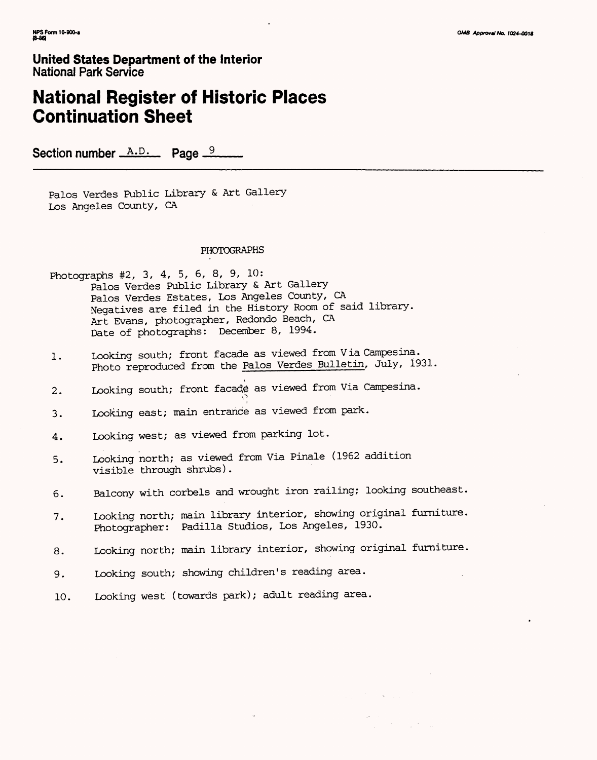NPS Form 10-900-a
(8-86)

OMB Approval No. 1024-0018

**United States Department of the Interior**
National Park Service

# National Register of Historic Places Continuation Sheet

Section number A.D. Page 9

Palos Verdes Public Library & Art Gallery
Los Angeles County, CA

PHOTOGRAPHS

Photographs #2, 3, 4, 5, 6, 8, 9, 10:
Palos Verdes Public Library & Art Gallery
Palos Verdes Estates, Los Angeles County, CA
Negatives are filed in the History Room of said library.
Art Evans, photographer, Redondo Beach, CA
Date of photographs: December 8, 1994.

1. Looking south; front facade as viewed from Via Campesina. Photo reproduced from the Palos Verdes Bulletin, July, 1931.

2. Looking south; front facade as viewed from Via Campesina.

3. Looking east; main entrance as viewed from park.

4. Looking west; as viewed from parking lot.

5. Looking north; as viewed from Via Pinale (1962 addition visible through shrubs).

6. Balcony with corbels and wrought iron railing; looking southeast.

7. Looking north; main library interior, showing original furniture. Photographer: Padilla Studios, Los Angeles, 1930.

8. Looking north; main library interior, showing original furniture.

9. Looking south; showing children's reading area.

10. Looking west (towards park); adult reading area.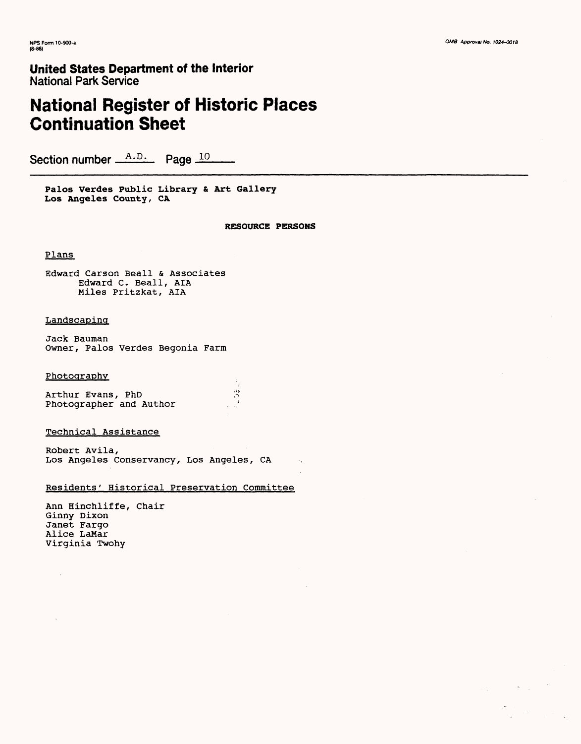# United States Department of the Interior
National Park Service

# National Register of Historic Places Continuation Sheet

Section number A.D. Page 10

**Palos Verdes Public Library & Art Gallery**
**Los Angeles County, CA**

## RESOURCE PERSONS

Plans

Edward Carson Beall & Associates
Edward C. Beall, AIA
Miles Pritzkat, AIA

Landscaping

Jack Bauman
Owner, Palos Verdes Begonia Farm

Photography

Arthur Evans, PhD
Photographer and Author

Technical Assistance

Robert Avila,
Los Angeles Conservancy, Los Angeles, CA

Residents' Historical Preservation Committee

Ann Hinchliffe, Chair
Ginny Dixon
Janet Fargo
Alice LaMar
Virginia Twohy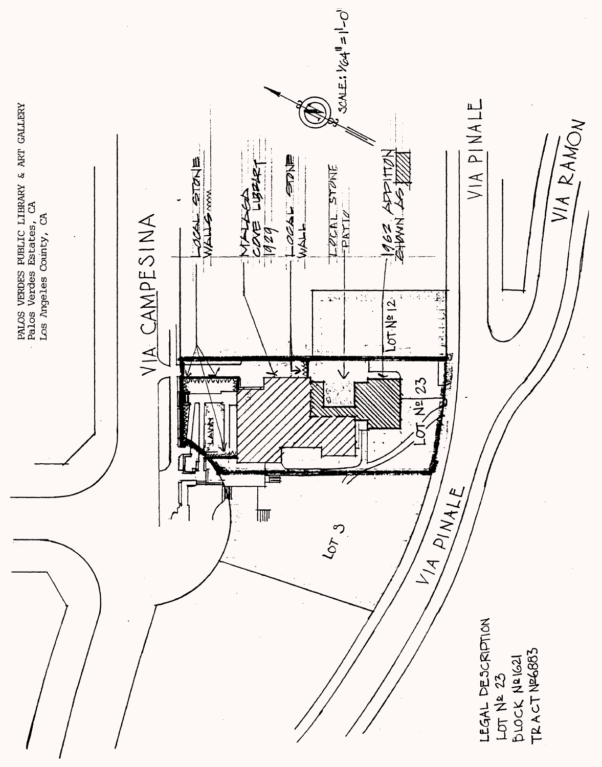PALOS VERDES PUBLIC LIBRARY & ART GALLERY
Palos Verdes Estates, CA
Los Angeles County, CA

VIA CAMPESINA

LOCAL STONE WALLS

MALAGA COVE LIBRARY 1929

LOCAL STONE WALL

LOCAL STONE PATIO

1962 ADDITION SHOWN AS

SCALE: 1/64" = 1'-0"

VIA PINALE

VIA RAMON

LOT No 12

LOT No 23

LAWN

LOT 3

VIA PINALE

LEGAL DESCRIPTION
LOT No 23
BLOCK No 1621
TRACT No 6883